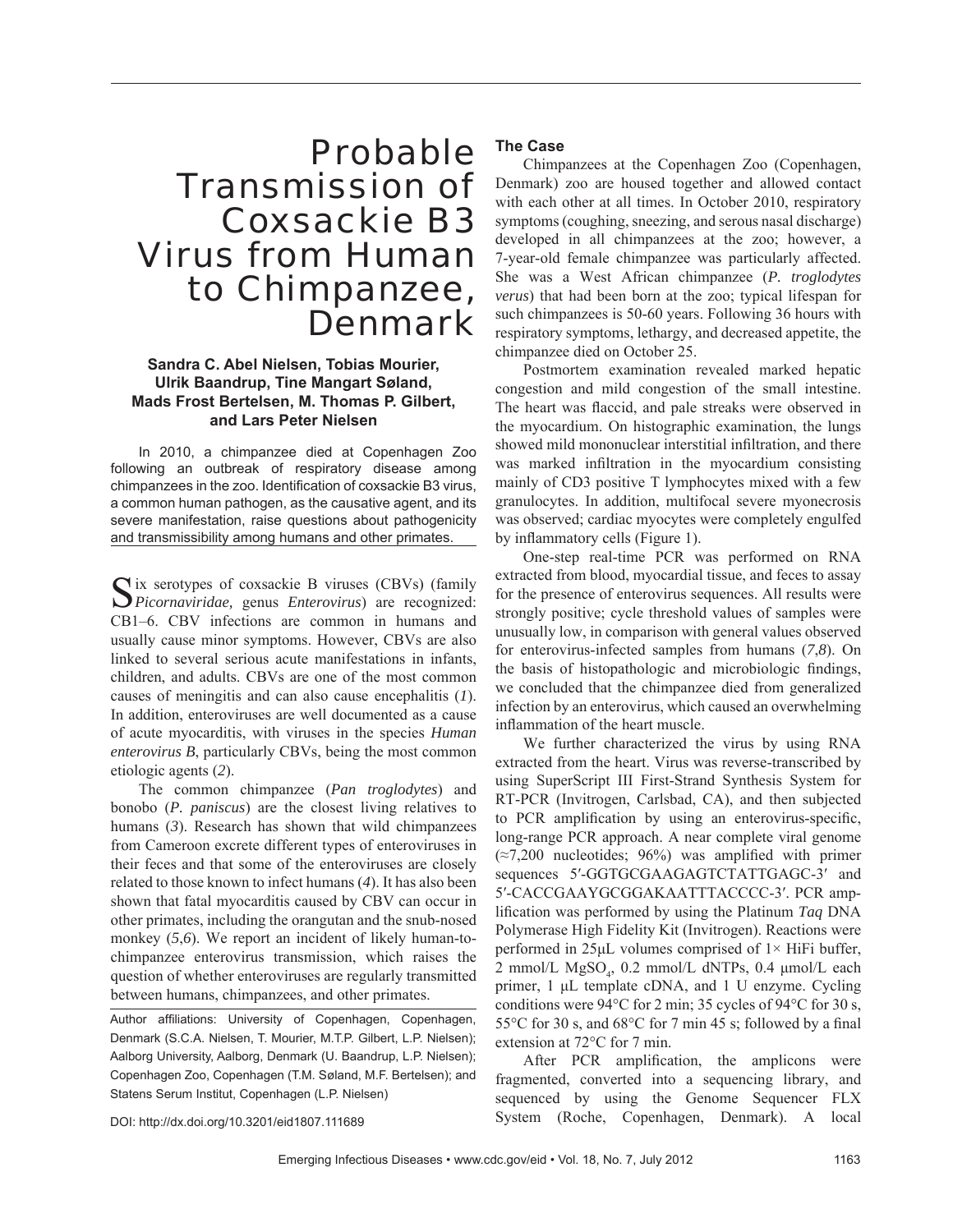# Probable Transmission of Coxsackie B3 Virus from Human to Chimpanzee, Denmark

**Sandra C. Abel Nielsen, Tobias Mourier, Ulrik Baandrup, Tine Mangart Søland, Mads Frost Bertelsen, M. Thomas P. Gilbert, and Lars Peter Nielsen**

In 2010, a chimpanzee died at Copenhagen Zoo following an outbreak of respiratory disease among chimpanzees in the zoo. Identification of coxsackie B3 virus, a common human pathogen, as the causative agent, and its severe manifestation, raise questions about pathogenicity and transmissibility among humans and other primates.

Six serotypes of coxsackie B viruses (CBVs) (family *Picornaviridae*, genus *Enterovirus*) are recognized: CB1–6. CBV infections are common in humans and usually cause minor symptoms. However, CBVs are also linked to several serious acute manifestations in infants, children, and adults. CBVs are one of the most common causes of meningitis and can also cause encephalitis (*1*). In addition, enteroviruses are well documented as a cause of acute myocarditis, with viruses in the species *Human enterovirus B*, particularly CBVs, being the most common etiologic agents (*2*).

The common chimpanzee (*Pan troglodytes*) and bonobo (*P. paniscus*) are the closest living relatives to humans (*3*). Research has shown that wild chimpanzees from Cameroon excrete different types of enteroviruses in their feces and that some of the enteroviruses are closely related to those known to infect humans (*4*). It has also been shown that fatal myocarditis caused by CBV can occur in other primates, including the orangutan and the snub-nosed monkey (*5*,*6*). We report an incident of likely human-to-chimpanzee enterovirus transmission, which raises the question of whether enteroviruses are regularly transmitted between humans, chimpanzees, and other primates.

Author affiliations: University of Copenhagen, Copenhagen, Denmark (S.C.A. Nielsen, T. Mourier, M.T.P. Gilbert, L.P. Nielsen); Aalborg University, Aalborg, Denmark (U. Baandrup, L.P. Nielsen); Copenhagen Zoo, Copenhagen (T.M. Søland, M.F. Bertelsen); and Statens Serum Institut, Copenhagen (L.P. Nielsen)

DOI: http://dx.doi.org/10.3201/eid1807.111689

## The Case

Chimpanzees at the Copenhagen Zoo (Copenhagen, Denmark) zoo are housed together and allowed contact with each other at all times. In October 2010, respiratory symptoms (coughing, sneezing, and serous nasal discharge) developed in all chimpanzees at the zoo; however, a 7-year-old female chimpanzee was particularly affected. She was a West African chimpanzee (*P. troglodytes verus*) that had been born at the zoo; typical lifespan for such chimpanzees is 50-60 years. Following 36 hours with respiratory symptoms, lethargy, and decreased appetite, the chimpanzee died on October 25.

Postmortem examination revealed marked hepatic congestion and mild congestion of the small intestine. The heart was flaccid, and pale streaks were observed in the myocardium. On histographic examination, the lungs showed mild mononuclear interstitial infiltration, and there was marked infiltration in the myocardium consisting mainly of CD3 positive T lymphocytes mixed with a few granulocytes. In addition, multifocal severe myonecrosis was observed; cardiac myocytes were completely engulfed by inflammatory cells (Figure 1).

One-step real-time PCR was performed on RNA extracted from blood, myocardial tissue, and feces to assay for the presence of enterovirus sequences. All results were strongly positive; cycle threshold values of samples were unusually low, in comparison with general values observed for enterovirus-infected samples from humans (*7*,*8*). On the basis of histopathologic and microbiologic findings, we concluded that the chimpanzee died from generalized infection by an enterovirus, which caused an overwhelming inflammation of the heart muscle.

We further characterized the virus by using RNA extracted from the heart. Virus was reverse-transcribed by using SuperScript III First-Strand Synthesis System for RT-PCR (Invitrogen, Carlsbad, CA), and then subjected to PCR amplification by using an enterovirus-specific, long-range PCR approach. A near complete viral genome (≈7,200 nucleotides; 96%) was amplified with primer sequences 5′-GGTGCGAAGAGTCTATTGAGC-3′ and 5′-CACCGAAYGCGGAKAATTTACCCC-3′. PCR amplification was performed by using the Platinum *Taq* DNA Polymerase High Fidelity Kit (Invitrogen). Reactions were performed in 25µL volumes comprised of 1× HiFi buffer, 2 mmol/L $MgSO_4$, 0.2 mmol/L dNTPs, 0.4 µmol/L each primer, 1 µL template cDNA, and 1 U enzyme. Cycling conditions were 94°C for 2 min; 35 cycles of 94°C for 30 s, 55°C for 30 s, and 68°C for 7 min 45 s; followed by a final extension at 72°C for 7 min.

After PCR amplification, the amplicons were fragmented, converted into a sequencing library, and sequenced by using the Genome Sequencer FLX System (Roche, Copenhagen, Denmark). A local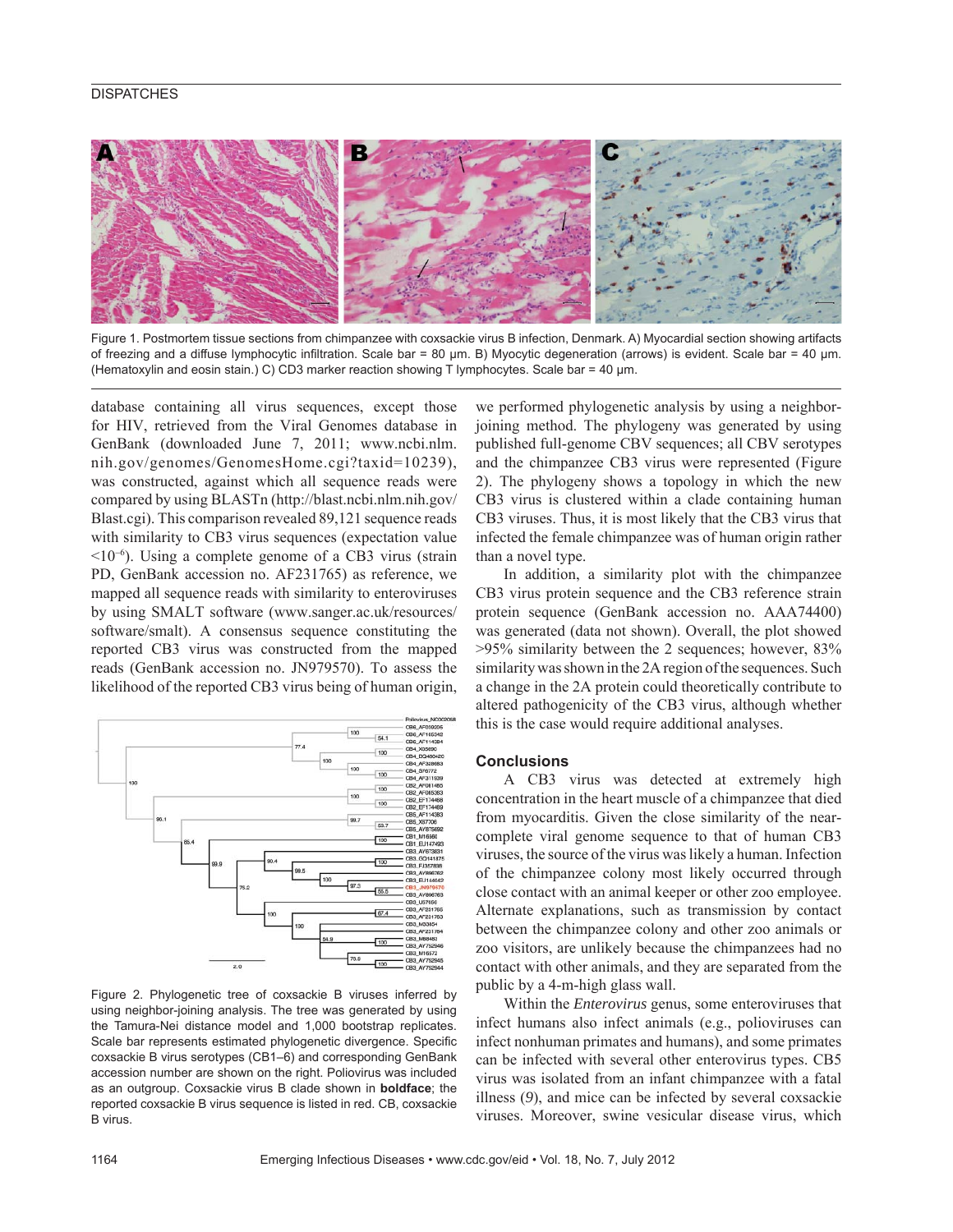Figure 1. Postmortem tissue sections from chimpanzee with coxsackie virus B infection, Denmark. A) Myocardial section showing artifacts of freezing and a diffuse lymphocytic infiltration. Scale bar = 80 μm. B) Myocytic degeneration (arrows) is evident. Scale bar = 40 μm. (Hematoxylin and eosin stain.) C) CD3 marker reaction showing T lymphocytes. Scale bar = 40 μm.

database containing all virus sequences, except those for HIV, retrieved from the Viral Genomes database in GenBank (downloaded June 7, 2011; www.ncbi.nlm.nih.gov/genomes/GenomesHome.cgi?taxid=10239), was constructed, against which all sequence reads were compared by using BLASTn (http://blast.ncbi.nlm.nih.gov/Blast.cgi). This comparison revealed 89,121 sequence reads with similarity to CB3 virus sequences (expectation value $<10^{-6}$). Using a complete genome of a CB3 virus (strain PD, GenBank accession no. AF231765) as reference, we mapped all sequence reads with similarity to enteroviruses by using SMALT software (www.sanger.ac.uk/resources/software/smalt). A consensus sequence constituting the reported CB3 virus was constructed from the mapped reads (GenBank accession no. JN979570). To assess the likelihood of the reported CB3 virus being of human origin, we performed phylogenetic analysis by using a neighbor-joining method. The phylogeny was generated by using published full-genome CBV sequences; all CBV serotypes and the chimpanzee CB3 virus were represented (Figure 2). The phylogeny shows a topology in which the new CB3 virus is clustered within a clade containing human CB3 viruses. Thus, it is most likely that the CB3 virus that infected the female chimpanzee was of human origin rather than a novel type.

Figure 2. Phylogenetic tree of coxsackie B viruses inferred by using neighbor-joining analysis. The tree was generated by using the Tamura-Nei distance model and 1,000 bootstrap replicates. Scale bar represents estimated phylogenetic divergence. Specific coxsackie B virus serotypes (CB1–6) and corresponding GenBank accession number are shown on the right. Poliovirus was included as an outgroup. Coxsackie virus B clade shown in **boldface**; the reported coxsackie B virus sequence is listed in red. CB, coxsackie B virus.

In addition, a similarity plot with the chimpanzee CB3 virus protein sequence and the CB3 reference strain protein sequence (GenBank accession no. AAA74400) was generated (data not shown). Overall, the plot showed >95% similarity between the 2 sequences; however, 83% similarity was shown in the 2A region of the sequences. Such a change in the 2A protein could theoretically contribute to altered pathogenicity of the CB3 virus, although whether this is the case would require additional analyses.

## Conclusions

A CB3 virus was detected at extremely high concentration in the heart muscle of a chimpanzee that died from myocarditis. Given the close similarity of the near-complete viral genome sequence to that of human CB3 viruses, the source of the virus was likely a human. Infection of the chimpanzee colony most likely occurred through close contact with an animal keeper or other zoo employee. Alternate explanations, such as transmission by contact between the chimpanzee colony and other zoo animals or zoo visitors, are unlikely because the chimpanzees had no contact with other animals, and they are separated from the public by a 4-m-high glass wall.

Within the *Enterovirus* genus, some enteroviruses that infect humans also infect animals (e.g., polioviruses can infect nonhuman primates and humans), and some primates can be infected with several other enterovirus types. CB5 virus was isolated from an infant chimpanzee with a fatal illness (*9*), and mice can be infected by several coxsackie viruses. Moreover, swine vesicular disease virus, which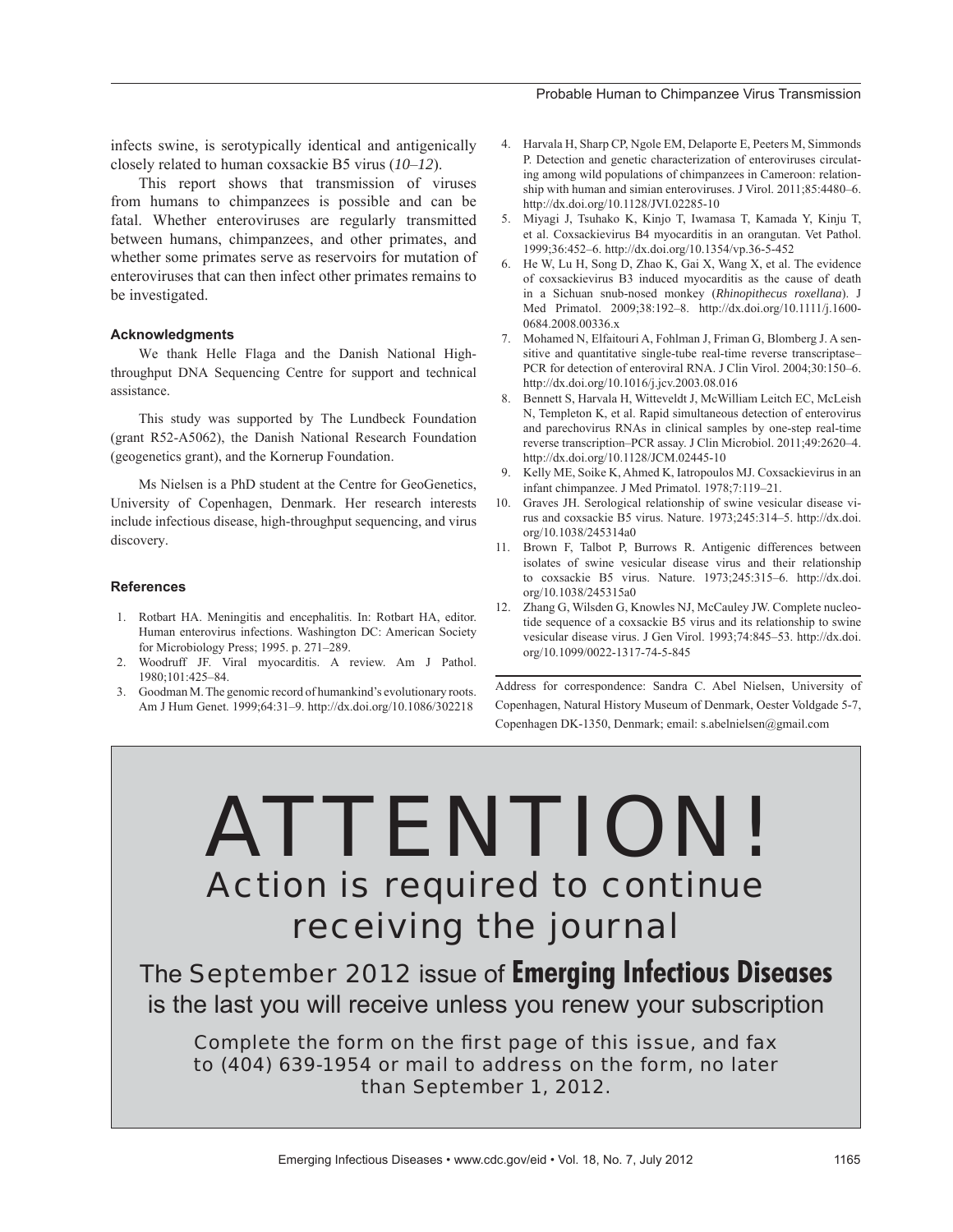infects swine, is serotypically identical and antigenically closely related to human coxsackie B5 virus (*10–12*).

This report shows that transmission of viruses from humans to chimpanzees is possible and can be fatal. Whether enteroviruses are regularly transmitted between humans, chimpanzees, and other primates, and whether some primates serve as reservoirs for mutation of enteroviruses that can then infect other primates remains to be investigated.

#### Acknowledgments

We thank Helle Flaga and the Danish National High-throughput DNA Sequencing Centre for support and technical assistance.

This study was supported by The Lundbeck Foundation (grant R52-A5062), the Danish National Research Foundation (geogenetics grant), and the Kornerup Foundation.

Ms Nielsen is a PhD student at the Centre for GeoGenetics, University of Copenhagen, Denmark. Her research interests include infectious disease, high-throughput sequencing, and virus discovery.

#### References

1. Rotbart HA. Meningitis and encephalitis. In: Rotbart HA, editor. Human enterovirus infections. Washington DC: American Society for Microbiology Press; 1995. p. 271–289.
2. Woodruff JF. Viral myocarditis. A review. Am J Pathol. 1980;101:425–84.
3. Goodman M. The genomic record of humankind's evolutionary roots. Am J Hum Genet. 1999;64:31–9. http://dx.doi.org/10.1086/302218
4. Harvala H, Sharp CP, Ngole EM, Delaporte E, Peeters M, Simmonds P. Detection and genetic characterization of enteroviruses circulating among wild populations of chimpanzees in Cameroon: relationship with human and simian enteroviruses. J Virol. 2011;85:4480–6. http://dx.doi.org/10.1128/JVI.02285-10
5. Miyagi J, Tsuhako K, Kinjo T, Iwamasa T, Kamada Y, Kinju T, et al. Coxsackievirus B4 myocarditis in an orangutan. Vet Pathol. 1999;36:452–6. http://dx.doi.org/10.1354/vp.36-5-452
6. He W, Lu H, Song D, Zhao K, Gai X, Wang X, et al. The evidence of coxsackievirus B3 induced myocarditis as the cause of death in a Sichuan snub-nosed monkey (*Rhinopithecus roxellana*). J Med Primatol. 2009;38:192–8. http://dx.doi.org/10.1111/j.1600-0684.2008.00336.x
7. Mohamed N, Elfaitouri A, Fohlman J, Friman G, Blomberg J. A sensitive and quantitative single-tube real-time reverse transcriptase–PCR for detection of enteroviral RNA. J Clin Virol. 2004;30:150–6. http://dx.doi.org/10.1016/j.jcv.2003.08.016
8. Bennett S, Harvala H, Witteveldt J, McWilliam Leitch EC, McLeish N, Templeton K, et al. Rapid simultaneous detection of enterovirus and parechovirus RNAs in clinical samples by one-step real-time reverse transcription–PCR assay. J Clin Microbiol. 2011;49:2620–4. http://dx.doi.org/10.1128/JCM.02445-10
9. Kelly ME, Soike K, Ahmed K, Iatropoulos MJ. Coxsackievirus in an infant chimpanzee. J Med Primatol. 1978;7:119–21.
10. Graves JH. Serological relationship of swine vesicular disease virus and coxsackie B5 virus. Nature. 1973;245:314–5. http://dx.doi.org/10.1038/245314a0
11. Brown F, Talbot P, Burrows R. Antigenic differences between isolates of swine vesicular disease virus and their relationship to coxsackie B5 virus. Nature. 1973;245:315–6. http://dx.doi.org/10.1038/245315a0
12. Zhang G, Wilsden G, Knowles NJ, McCauley JW. Complete nucleotide sequence of a coxsackie B5 virus and its relationship to swine vesicular disease virus. J Gen Virol. 1993;74:845–53. http://dx.doi.org/10.1099/0022-1317-74-5-845

Address for correspondence: Sandra C. Abel Nielsen, University of Copenhagen, Natural History Museum of Denmark, Oester Voldgade 5-7, Copenhagen DK-1350, Denmark; email: s.abelnielsen@gmail.com

# ATTENTION!

## Action is required to continue receiving the journal

The September 2012 issue of **Emerging Infectious Diseases** is the last you will receive unless you renew your subscription

Complete the form on the first page of this issue, and fax to (404) 639-1954 or mail to address on the form, no later than September 1, 2012.